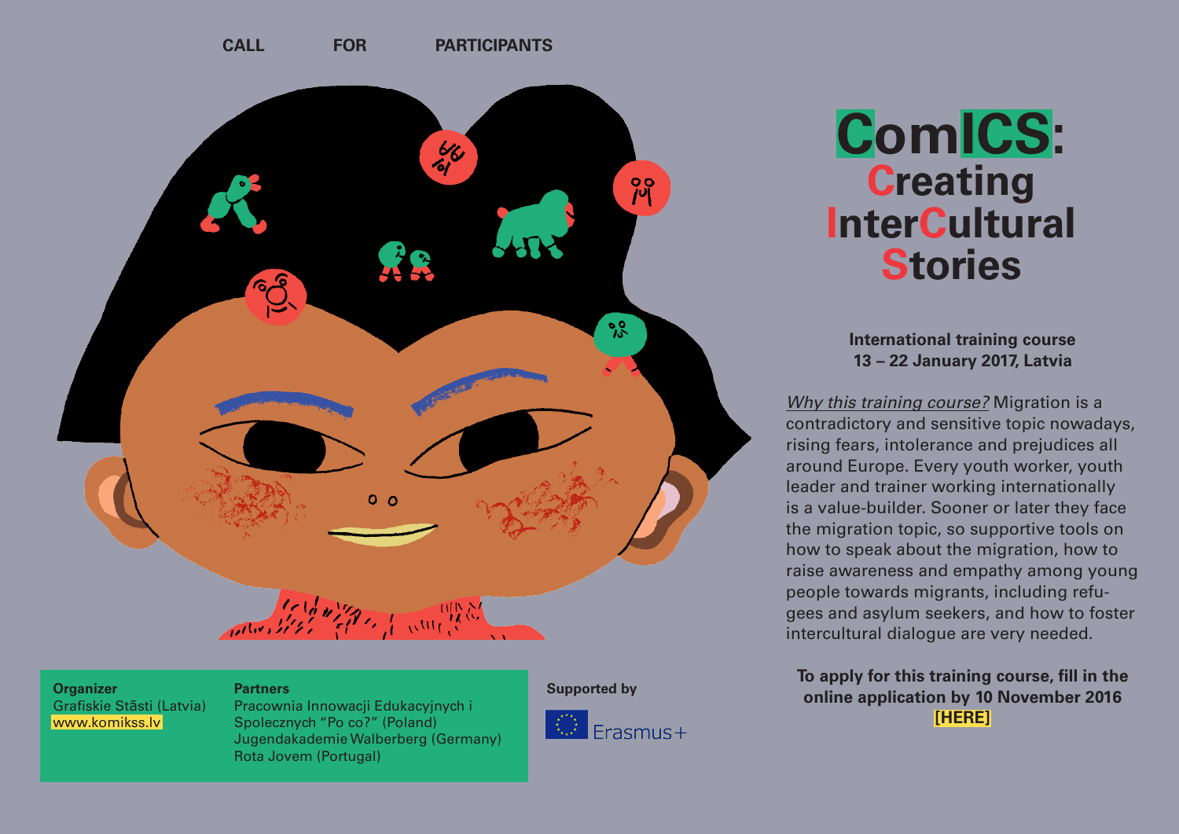CALL FOR PARTICIPANTS

# ComICS: Creating InterCultural Stories

**International training course**
**13 – 22 January 2017, Latvia**

*Why this training course?* Migration is a contradictory and sensitive topic nowadays, rising fears, intolerance and prejudices all around Europe. Every youth worker, youth leader and trainer working internationally is a value-builder. Sooner or later they face the migration topic, so supportive tools on how to speak about the migration, how to raise awareness and empathy among young people towards migrants, including refugees and asylum seekers, and how to foster intercultural dialogue are very needed.

**To apply for this training course, fill in the online application by 10 November 2016**
**[HERE]**

**Organizer**
Grafiskie Stāsti (Latvia)
www.komikss.lv

**Partners**
Pracownia Innowacji Edukacyjnych i Spolecznych "Po co?" (Poland)
Jugendakademie Walberberg (Germany)
Rota Jovem (Portugal)

**Supported by**
Erasmus+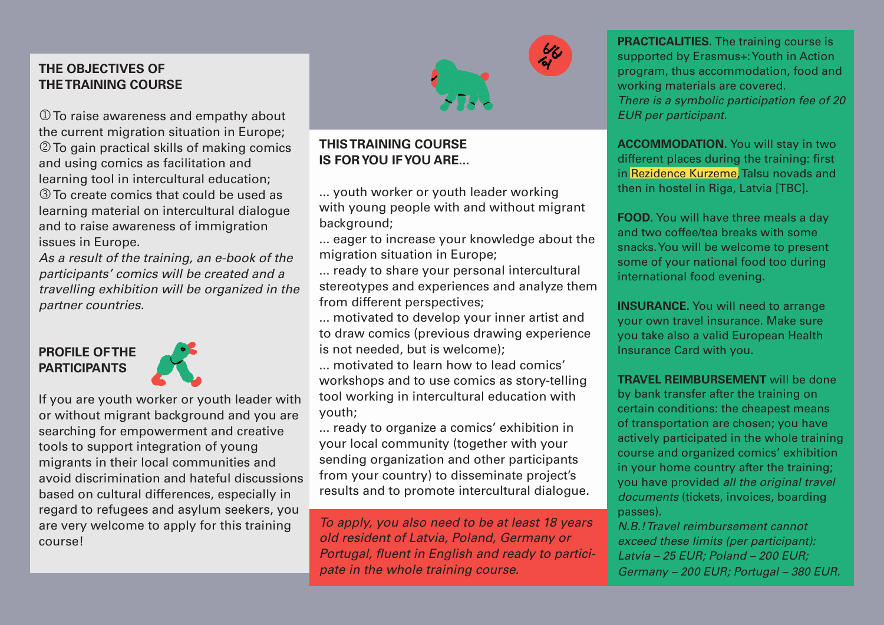## THE OBJECTIVES OF THE TRAINING COURSE

① To raise awareness and empathy about the current migration situation in Europe;
② To gain practical skills of making comics and using comics as facilitation and learning tool in intercultural education;
③ To create comics that could be used as learning material on intercultural dialogue and to raise awareness of immigration issues in Europe.

*As a result of the training, an e-book of the participants' comics will be created and a travelling exhibition will be organized in the partner countries.*

## PROFILE OF THE PARTICIPANTS

If you are youth worker or youth leader with or without migrant background and you are searching for empowerment and creative tools to support integration of young migrants in their local communities and avoid discrimination and hateful discussions based on cultural differences, especially in regard to refugees and asylum seekers, you are very welcome to apply for this training course!

## THIS TRAINING COURSE IS FOR YOU IF YOU ARE...

... youth worker or youth leader working with young people with and without migrant background;
... eager to increase your knowledge about the migration situation in Europe;
... ready to share your personal intercultural stereotypes and experiences and analyze them from different perspectives;
... motivated to develop your inner artist and to draw comics (previous drawing experience is not needed, but is welcome);
... motivated to learn how to lead comics' workshops and to use comics as story-telling tool working in intercultural education with youth;
... ready to organize a comics' exhibition in your local community (together with your sending organization and other participants from your country) to disseminate project's results and to promote intercultural dialogue.

*To apply, you also need to be at least 18 years old resident of Latvia, Poland, Germany or Portugal, fluent in English and ready to participate in the whole training course.*

**PRACTICALITIES.** The training course is supported by Erasmus+: Youth in Action program, thus accommodation, food and working materials are covered.
*There is a symbolic participation fee of 20 EUR per participant.*

**ACCOMMODATION.** You will stay in two different places during the training: first in Rezidence Kurzeme, Talsu novads and then in hostel in Riga, Latvia [TBC].

**FOOD.** You will have three meals a day and two coffee/tea breaks with some snacks. You will be welcome to present some of your national food too during international food evening.

**INSURANCE.** You will need to arrange your own travel insurance. Make sure you take also a valid European Health Insurance Card with you.

**TRAVEL REIMBURSEMENT** will be done by bank transfer after the training on certain conditions: the cheapest means of transportation are chosen; you have actively participated in the whole training course and organized comics' exhibition in your home country after the training; you have provided *all the original travel documents* (tickets, invoices, boarding passes).
*N.B.! Travel reimbursement cannot exceed these limits (per participant): Latvia – 25 EUR; Poland – 200 EUR; Germany – 200 EUR; Portugal – 380 EUR.*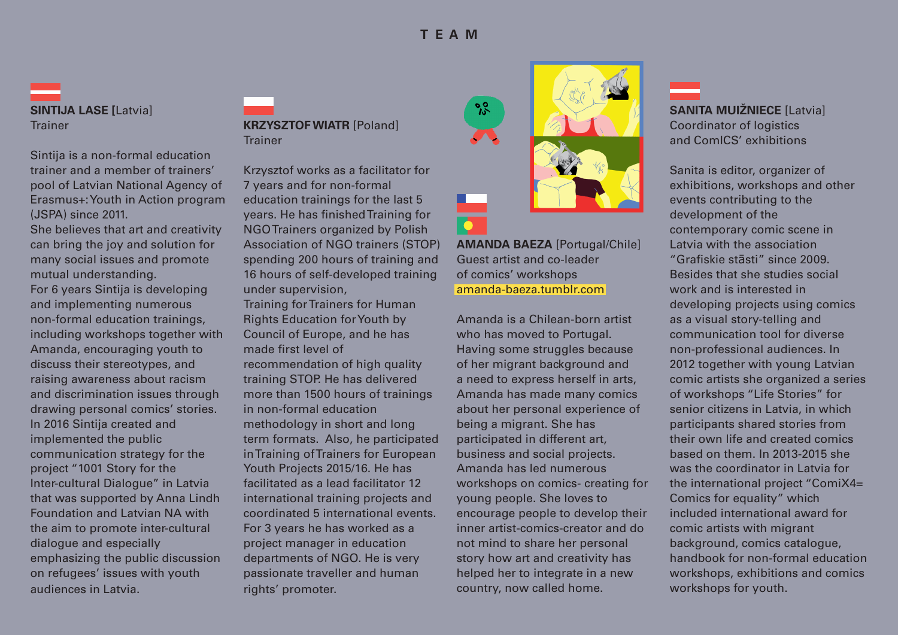# TEAM

**SINTIJA LASE** [Latvia]
Trainer

Sintija is a non-formal education trainer and a member of trainers' pool of Latvian National Agency of Erasmus+: Youth in Action program (JSPA) since 2011.
She believes that art and creativity can bring the joy and solution for many social issues and promote mutual understanding.
For 6 years Sintija is developing and implementing numerous non-formal education trainings, including workshops together with Amanda, encouraging youth to discuss their stereotypes, and raising awareness about racism and discrimination issues through drawing personal comics' stories.
In 2016 Sintija created and implemented the public communication strategy for the project "1001 Story for the Inter-cultural Dialogue" in Latvia that was supported by Anna Lindh Foundation and Latvian NA with the aim to promote inter-cultural dialogue and especially emphasizing the public discussion on refugees' issues with youth audiences in Latvia.

**KRZYSZTOF WIATR** [Poland]
Trainer

Krzysztof works as a facilitator for 7 years and for non-formal education trainings for the last 5 years. He has finished Training for NGO Trainers organized by Polish Association of NGO trainers (STOP) spending 200 hours of training and 16 hours of self-developed training under supervision,
Training for Trainers for Human Rights Education for Youth by Council of Europe, and he has made first level of recommendation of high quality training STOP. He has delivered more than 1500 hours of trainings in non-formal education methodology in short and long term formats. Also, he participated in Training of Trainers for European Youth Projects 2015/16. He has facilitated as a lead facilitator 12 international training projects and coordinated 5 international events. For 3 years he has worked as a project manager in education departments of NGO. He is very passionate traveller and human rights' promoter.

**AMANDA BAEZA** [Portugal/Chile]
Guest artist and co-leader of comics' workshops
amanda-baeza.tumblr.com

Amanda is a Chilean-born artist who has moved to Portugal. Having some struggles because of her migrant background and a need to express herself in arts, Amanda has made many comics about her personal experience of being a migrant. She has participated in different art, business and social projects. Amanda has led numerous workshops on comics- creating for young people. She loves to encourage people to develop their inner artist-comics-creator and do not mind to share her personal story how art and creativity has helped her to integrate in a new country, now called home.

**SANITA MUIŽNIECE** [Latvia]
Coordinator of logistics and ComICS' exhibitions

Sanita is editor, organizer of exhibitions, workshops and other events contributing to the development of the contemporary comic scene in Latvia with the association "Grafiskie stāsti" since 2009. Besides that she studies social work and is interested in developing projects using comics as a visual story-telling and communication tool for diverse non-professional audiences. In 2012 together with young Latvian comic artists she organized a series of workshops "Life Stories" for senior citizens in Latvia, in which participants shared stories from their own life and created comics based on them. In 2013-2015 she was the coordinator in Latvia for the international project "ComiX4= Comics for equality" which included international award for comic artists with migrant background, comics catalogue, handbook for non-formal education workshops, exhibitions and comics workshops for youth.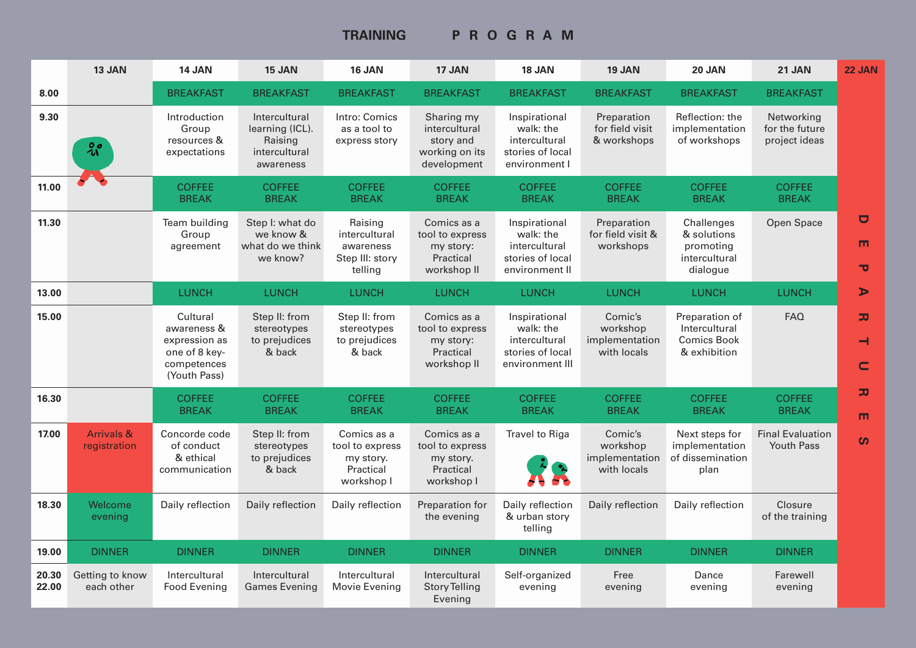# TRAINING PROGRAM

| | 13 JAN | 14 JAN | 15 JAN | 16 JAN | 17 JAN | 18 JAN | 19 JAN | 20 JAN | 21 JAN | 22 JAN |
|---|---|---|---|---|---|---|---|---|---|---|
| 8.00 | | BREAKFAST | BREAKFAST | BREAKFAST | BREAKFAST | BREAKFAST | BREAKFAST | BREAKFAST | BREAKFAST | DEPARTURES |
| 9.30 | | Introduction Group resources & expectations | Intercultural learning (ICL). Raising intercultural awareness | Intro: Comics as a tool to express story | Sharing my intercultural story and working on its development | Inspirational walk: the intercultural stories of local environment I | Preparation for field visit & workshops | Reflection: the implementation of workshops | Networking for the future project ideas | |
| 11.00 | | COFFEE BREAK | COFFEE BREAK | COFFEE BREAK | COFFEE BREAK | COFFEE BREAK | COFFEE BREAK | COFFEE BREAK | COFFEE BREAK | |
| 11.30 | | Team building Group agreement | Step I: what do we know & what do we think we know? | Raising intercultural awareness Step III: story telling | Comics as a tool to express my story: Practical workshop II | Inspirational walk: the intercultural stories of local environment II | Preparation for field visit & workshops | Challenges & solutions promoting intercultural dialogue | Open Space | |
| 13.00 | | LUNCH | LUNCH | LUNCH | LUNCH | LUNCH | LUNCH | LUNCH | LUNCH | |
| 15.00 | | Cultural awareness & expression as one of 8 key-competences (Youth Pass) | Step II: from stereotypes to prejudices & back | Step II: from stereotypes to prejudices & back | Comics as a tool to express my story: Practical workshop II | Inspirational walk: the intercultural stories of local environment III | Comic's workshop implementation with locals | Preparation of Intercultural Comics Book & exhibition | FAQ | |
| 16.30 | | COFFEE BREAK | COFFEE BREAK | COFFEE BREAK | COFFEE BREAK | COFFEE BREAK | COFFEE BREAK | COFFEE BREAK | COFFEE BREAK | |
| 17.00 | Arrivals & registration | Concorde code of conduct & ethical communication | Step II: from stereotypes to prejudices & back | Comics as a tool to express my story. Practical workshop I | Comics as a tool to express my story. Practical workshop I | Travel to Riga | Comic's workshop implementation with locals | Next steps for implementation of dissemination plan | Final Evaluation Youth Pass | |
| 18.30 | Welcome evening | Daily reflection | Daily reflection | Daily reflection | Preparation for the evening | Daily reflection & urban story telling | Daily reflection | Daily reflection | Closure of the training | |
| 19.00 | DINNER | DINNER | DINNER | DINNER | DINNER | DINNER | DINNER | DINNER | DINNER | |
| 20.30 22.00 | Getting to know each other | Intercultural Food Evening | Intercultural Games Evening | Intercultural Movie Evening | Intercultural Story Telling Evening | Self-organized evening | Free evening | Dance evening | Farewell evening | |